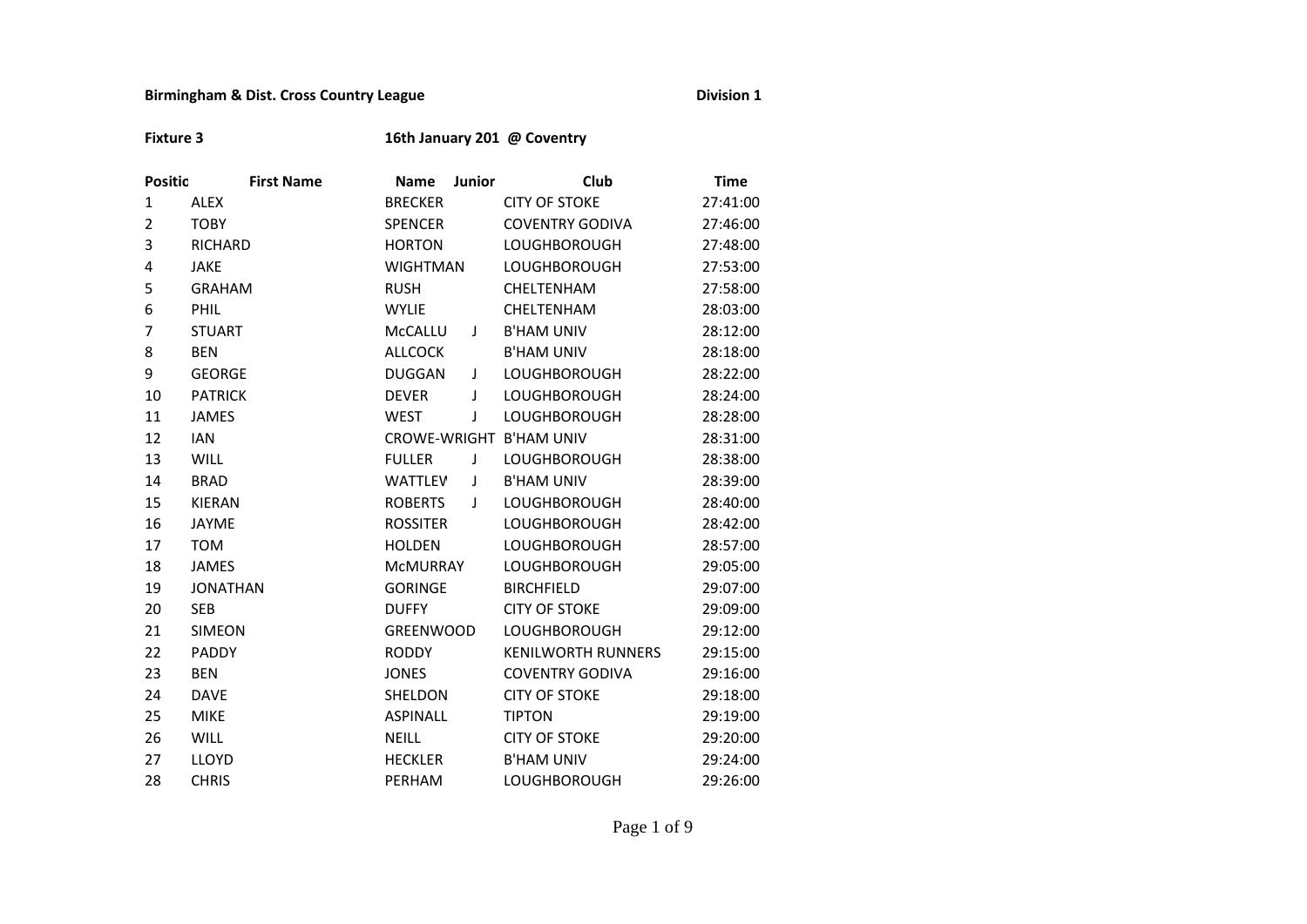**Birmingham & Dist. Cross Country League** **Division 1**

**Fixture 3** **16th January 201 @ Coventry**

| Positio | First Name | Name | Junior | Club | Time |
|---|---|---|---|---|---|
| 1 | ALEX | BRECKER | | CITY OF STOKE | 27:41:00 |
| 2 | TOBY | SPENCER | | COVENTRY GODIVA | 27:46:00 |
| 3 | RICHARD | HORTON | | LOUGHBOROUGH | 27:48:00 |
| 4 | JAKE | WIGHTMAN | | LOUGHBOROUGH | 27:53:00 |
| 5 | GRAHAM | RUSH | | CHELTENHAM | 27:58:00 |
| 6 | PHIL | WYLIE | | CHELTENHAM | 28:03:00 |
| 7 | STUART | McCALLU | J | B'HAM UNIV | 28:12:00 |
| 8 | BEN | ALLCOCK | | B'HAM UNIV | 28:18:00 |
| 9 | GEORGE | DUGGAN | J | LOUGHBOROUGH | 28:22:00 |
| 10 | PATRICK | DEVER | J | LOUGHBOROUGH | 28:24:00 |
| 11 | JAMES | WEST | J | LOUGHBOROUGH | 28:28:00 |
| 12 | IAN | CROWE-WRIGHT | | B'HAM UNIV | 28:31:00 |
| 13 | WILL | FULLER | J | LOUGHBOROUGH | 28:38:00 |
| 14 | BRAD | WATTLEV | J | B'HAM UNIV | 28:39:00 |
| 15 | KIERAN | ROBERTS | J | LOUGHBOROUGH | 28:40:00 |
| 16 | JAYME | ROSSITER | | LOUGHBOROUGH | 28:42:00 |
| 17 | TOM | HOLDEN | | LOUGHBOROUGH | 28:57:00 |
| 18 | JAMES | McMURRAY | | LOUGHBOROUGH | 29:05:00 |
| 19 | JONATHAN | GORINGE | | BIRCHFIELD | 29:07:00 |
| 20 | SEB | DUFFY | | CITY OF STOKE | 29:09:00 |
| 21 | SIMEON | GREENWOOD | | LOUGHBOROUGH | 29:12:00 |
| 22 | PADDY | RODDY | | KENILWORTH RUNNERS | 29:15:00 |
| 23 | BEN | JONES | | COVENTRY GODIVA | 29:16:00 |
| 24 | DAVE | SHELDON | | CITY OF STOKE | 29:18:00 |
| 25 | MIKE | ASPINALL | | TIPTON | 29:19:00 |
| 26 | WILL | NEILL | | CITY OF STOKE | 29:20:00 |
| 27 | LLOYD | HECKLER | | B'HAM UNIV | 29:24:00 |
| 28 | CHRIS | PERHAM | | LOUGHBOROUGH | 29:26:00 |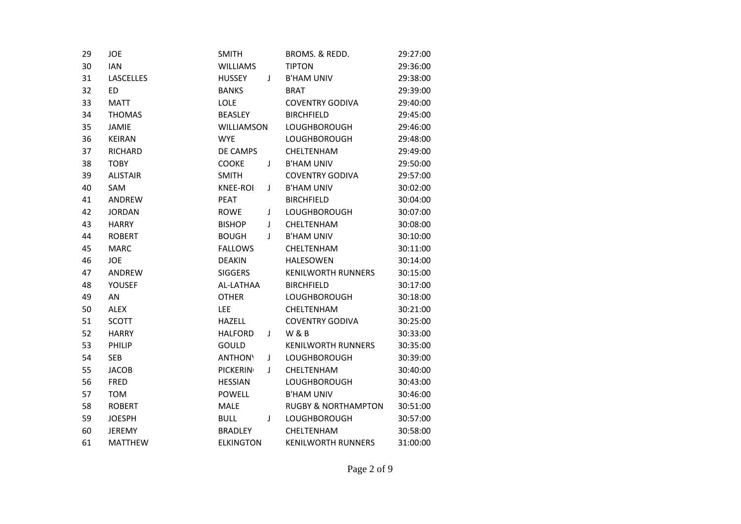| | | | | | |
|---|---|---|---|---|---|
| 29 | JOE | SMITH | | BROMS. & REDD. | 29:27:00 |
| 30 | IAN | WILLIAMS | | TIPTON | 29:36:00 |
| 31 | LASCELLES | HUSSEY | J | B'HAM UNIV | 29:38:00 |
| 32 | ED | BANKS | | BRAT | 29:39:00 |
| 33 | MATT | LOLE | | COVENTRY GODIVA | 29:40:00 |
| 34 | THOMAS | BEASLEY | | BIRCHFIELD | 29:45:00 |
| 35 | JAMIE | WILLIAMSON | | LOUGHBOROUGH | 29:46:00 |
| 36 | KEIRAN | WYE | | LOUGHBOROUGH | 29:48:00 |
| 37 | RICHARD | DE CAMPS | | CHELTENHAM | 29:49:00 |
| 38 | TOBY | COOKE | J | B'HAM UNIV | 29:50:00 |
| 39 | ALISTAIR | SMITH | | COVENTRY GODIVA | 29:57:00 |
| 40 | SAM | KNEE-ROI | J | B'HAM UNIV | 30:02:00 |
| 41 | ANDREW | PEAT | | BIRCHFIELD | 30:04:00 |
| 42 | JORDAN | ROWE | J | LOUGHBOROUGH | 30:07:00 |
| 43 | HARRY | BISHOP | J | CHELTENHAM | 30:08:00 |
| 44 | ROBERT | BOUGH | J | B'HAM UNIV | 30:10:00 |
| 45 | MARC | FALLOWS | | CHELTENHAM | 30:11:00 |
| 46 | JOE | DEAKIN | | HALESOWEN | 30:14:00 |
| 47 | ANDREW | SIGGERS | | KENILWORTH RUNNERS | 30:15:00 |
| 48 | YOUSEF | AL-LATHAA | | BIRCHFIELD | 30:17:00 |
| 49 | AN | OTHER | | LOUGHBOROUGH | 30:18:00 |
| 50 | ALEX | LEE | | CHELTENHAM | 30:21:00 |
| 51 | SCOTT | HAZELL | | COVENTRY GODIVA | 30:25:00 |
| 52 | HARRY | HALFORD | J | W & B | 30:33:00 |
| 53 | PHILIP | GOULD | | KENILWORTH RUNNERS | 30:35:00 |
| 54 | SEB | ANTHONY | J | LOUGHBOROUGH | 30:39:00 |
| 55 | JACOB | PICKERING | J | CHELTENHAM | 30:40:00 |
| 56 | FRED | HESSIAN | | LOUGHBOROUGH | 30:43:00 |
| 57 | TOM | POWELL | | B'HAM UNIV | 30:46:00 |
| 58 | ROBERT | MALE | | RUGBY & NORTHAMPTON | 30:51:00 |
| 59 | JOESPH | BULL | J | LOUGHBOROUGH | 30:57:00 |
| 60 | JEREMY | BRADLEY | | CHELTENHAM | 30:58:00 |
| 61 | MATTHEW | ELKINGTON | | KENILWORTH RUNNERS | 31:00:00 |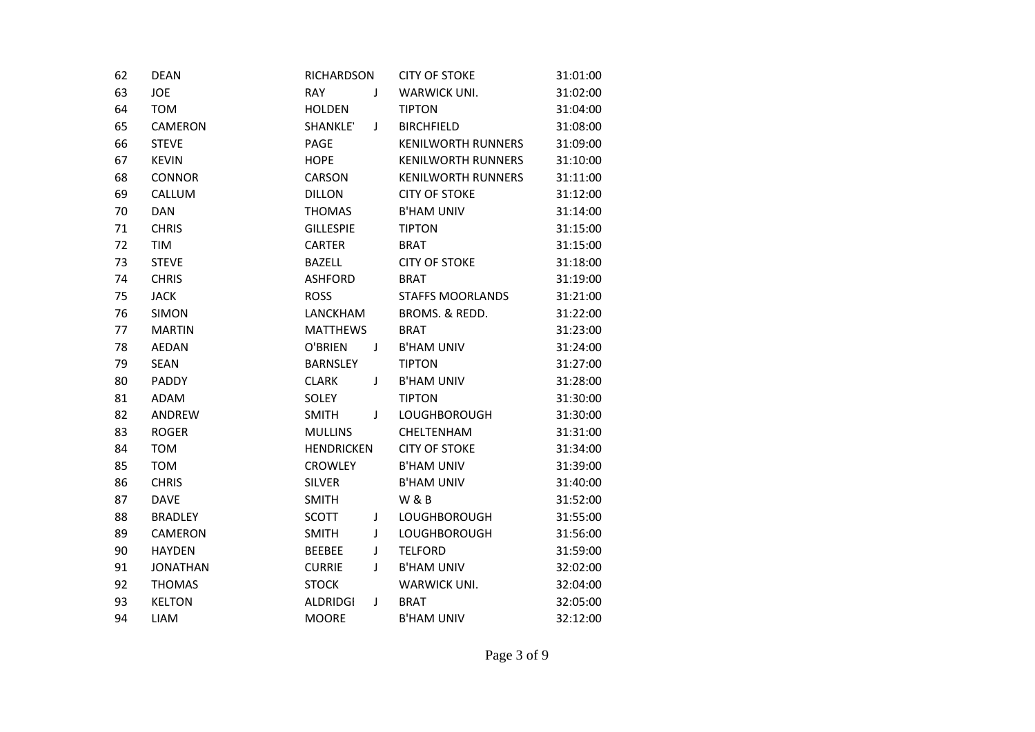| | | | | | |
|---|---|---|---|---|---|
| 62 | DEAN | RICHARDSON | | CITY OF STOKE | 31:01:00 |
| 63 | JOE | RAY | J | WARWICK UNI. | 31:02:00 |
| 64 | TOM | HOLDEN | | TIPTON | 31:04:00 |
| 65 | CAMERON | SHANKLE' | J | BIRCHFIELD | 31:08:00 |
| 66 | STEVE | PAGE | | KENILWORTH RUNNERS | 31:09:00 |
| 67 | KEVIN | HOPE | | KENILWORTH RUNNERS | 31:10:00 |
| 68 | CONNOR | CARSON | | KENILWORTH RUNNERS | 31:11:00 |
| 69 | CALLUM | DILLON | | CITY OF STOKE | 31:12:00 |
| 70 | DAN | THOMAS | | B'HAM UNIV | 31:14:00 |
| 71 | CHRIS | GILLESPIE | | TIPTON | 31:15:00 |
| 72 | TIM | CARTER | | BRAT | 31:15:00 |
| 73 | STEVE | BAZELL | | CITY OF STOKE | 31:18:00 |
| 74 | CHRIS | ASHFORD | | BRAT | 31:19:00 |
| 75 | JACK | ROSS | | STAFFS MOORLANDS | 31:21:00 |
| 76 | SIMON | LANCKHAM | | BROMS. & REDD. | 31:22:00 |
| 77 | MARTIN | MATTHEWS | | BRAT | 31:23:00 |
| 78 | AEDAN | O'BRIEN | J | B'HAM UNIV | 31:24:00 |
| 79 | SEAN | BARNSLEY | | TIPTON | 31:27:00 |
| 80 | PADDY | CLARK | J | B'HAM UNIV | 31:28:00 |
| 81 | ADAM | SOLEY | | TIPTON | 31:30:00 |
| 82 | ANDREW | SMITH | J | LOUGHBOROUGH | 31:30:00 |
| 83 | ROGER | MULLINS | | CHELTENHAM | 31:31:00 |
| 84 | TOM | HENDRICKEN | | CITY OF STOKE | 31:34:00 |
| 85 | TOM | CROWLEY | | B'HAM UNIV | 31:39:00 |
| 86 | CHRIS | SILVER | | B'HAM UNIV | 31:40:00 |
| 87 | DAVE | SMITH | | W & B | 31:52:00 |
| 88 | BRADLEY | SCOTT | J | LOUGHBOROUGH | 31:55:00 |
| 89 | CAMERON | SMITH | J | LOUGHBOROUGH | 31:56:00 |
| 90 | HAYDEN | BEEBEE | J | TELFORD | 31:59:00 |
| 91 | JONATHAN | CURRIE | J | B'HAM UNIV | 32:02:00 |
| 92 | THOMAS | STOCK | | WARWICK UNI. | 32:04:00 |
| 93 | KELTON | ALDRIDGI | J | BRAT | 32:05:00 |
| 94 | LIAM | MOORE | | B'HAM UNIV | 32:12:00 |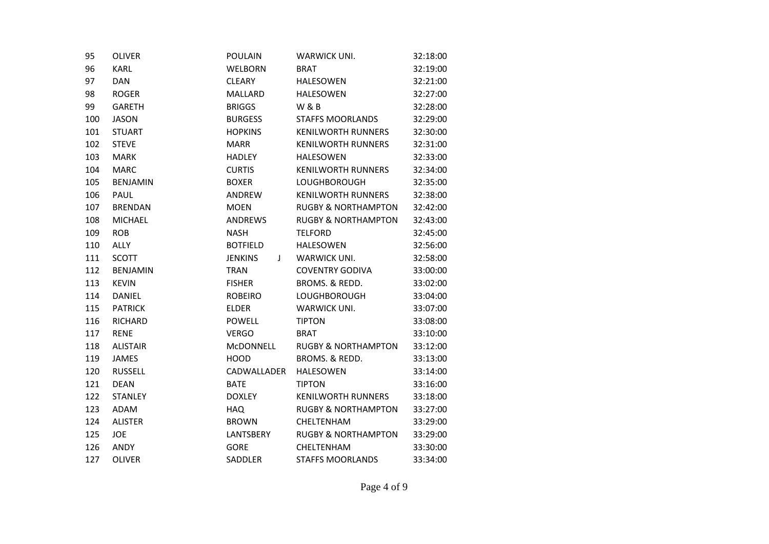| | | | | |
|---|---|---|---|---|
| 95 | OLIVER | POULAIN | WARWICK UNI. | 32:18:00 |
| 96 | KARL | WELBORN | BRAT | 32:19:00 |
| 97 | DAN | CLEARY | HALESOWEN | 32:21:00 |
| 98 | ROGER | MALLARD | HALESOWEN | 32:27:00 |
| 99 | GARETH | BRIGGS | W & B | 32:28:00 |
| 100 | JASON | BURGESS | STAFFS MOORLANDS | 32:29:00 |
| 101 | STUART | HOPKINS | KENILWORTH RUNNERS | 32:30:00 |
| 102 | STEVE | MARR | KENILWORTH RUNNERS | 32:31:00 |
| 103 | MARK | HADLEY | HALESOWEN | 32:33:00 |
| 104 | MARC | CURTIS | KENILWORTH RUNNERS | 32:34:00 |
| 105 | BENJAMIN | BOXER | LOUGHBOROUGH | 32:35:00 |
| 106 | PAUL | ANDREW | KENILWORTH RUNNERS | 32:38:00 |
| 107 | BRENDAN | MOEN | RUGBY & NORTHAMPTON | 32:42:00 |
| 108 | MICHAEL | ANDREWS | RUGBY & NORTHAMPTON | 32:43:00 |
| 109 | ROB | NASH | TELFORD | 32:45:00 |
| 110 | ALLY | BOTFIELD | HALESOWEN | 32:56:00 |
| 111 | SCOTT | JENKINS J | WARWICK UNI. | 32:58:00 |
| 112 | BENJAMIN | TRAN | COVENTRY GODIVA | 33:00:00 |
| 113 | KEVIN | FISHER | BROMS. & REDD. | 33:02:00 |
| 114 | DANIEL | ROBEIRO | LOUGHBOROUGH | 33:04:00 |
| 115 | PATRICK | ELDER | WARWICK UNI. | 33:07:00 |
| 116 | RICHARD | POWELL | TIPTON | 33:08:00 |
| 117 | RENE | VERGO | BRAT | 33:10:00 |
| 118 | ALISTAIR | McDONNELL | RUGBY & NORTHAMPTON | 33:12:00 |
| 119 | JAMES | HOOD | BROMS. & REDD. | 33:13:00 |
| 120 | RUSSELL | CADWALLADER | HALESOWEN | 33:14:00 |
| 121 | DEAN | BATE | TIPTON | 33:16:00 |
| 122 | STANLEY | DOXLEY | KENILWORTH RUNNERS | 33:18:00 |
| 123 | ADAM | HAQ | RUGBY & NORTHAMPTON | 33:27:00 |
| 124 | ALISTER | BROWN | CHELTENHAM | 33:29:00 |
| 125 | JOE | LANTSBERY | RUGBY & NORTHAMPTON | 33:29:00 |
| 126 | ANDY | GORE | CHELTENHAM | 33:30:00 |
| 127 | OLIVER | SADDLER | STAFFS MOORLANDS | 33:34:00 |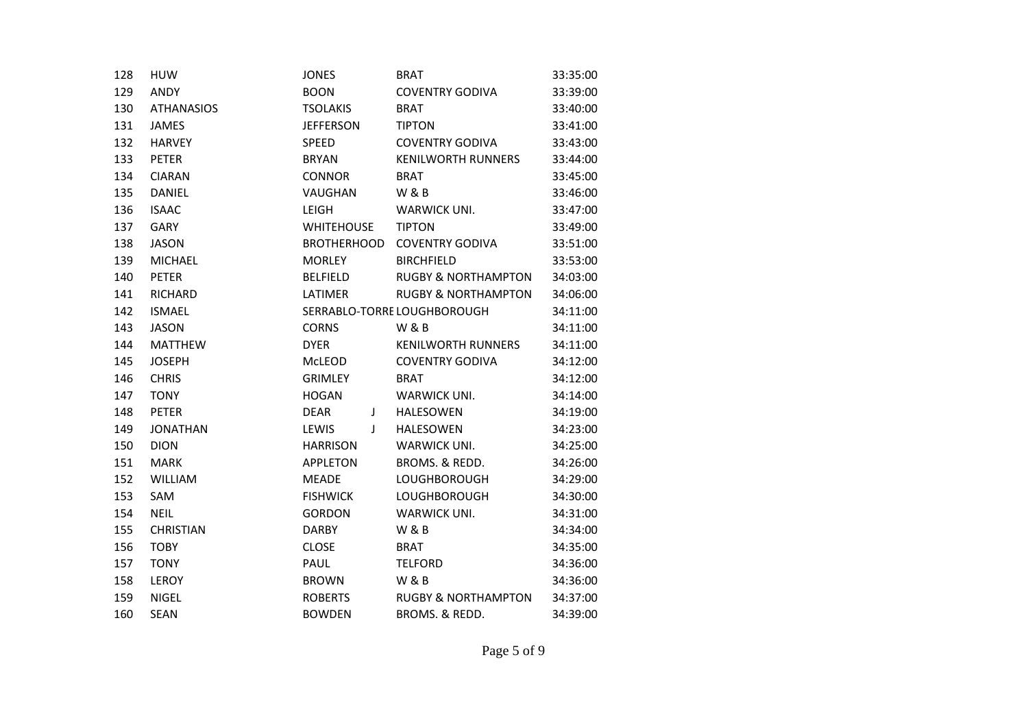| | | | | | |
|---|---|---|---|---|---|
| 128 | HUW | JONES | | BRAT | 33:35:00 |
| 129 | ANDY | BOON | | COVENTRY GODIVA | 33:39:00 |
| 130 | ATHANASIOS | TSOLAKIS | | BRAT | 33:40:00 |
| 131 | JAMES | JEFFERSON | | TIPTON | 33:41:00 |
| 132 | HARVEY | SPEED | | COVENTRY GODIVA | 33:43:00 |
| 133 | PETER | BRYAN | | KENILWORTH RUNNERS | 33:44:00 |
| 134 | CIARAN | CONNOR | | BRAT | 33:45:00 |
| 135 | DANIEL | VAUGHAN | | W & B | 33:46:00 |
| 136 | ISAAC | LEIGH | | WARWICK UNI. | 33:47:00 |
| 137 | GARY | WHITEHOUSE | | TIPTON | 33:49:00 |
| 138 | JASON | BROTHERHOOD | | COVENTRY GODIVA | 33:51:00 |
| 139 | MICHAEL | MORLEY | | BIRCHFIELD | 33:53:00 |
| 140 | PETER | BELFIELD | | RUGBY & NORTHAMPTON | 34:03:00 |
| 141 | RICHARD | LATIMER | | RUGBY & NORTHAMPTON | 34:06:00 |
| 142 | ISMAEL | SERRABLO-TORRE | | LOUGHBOROUGH | 34:11:00 |
| 143 | JASON | CORNS | | W & B | 34:11:00 |
| 144 | MATTHEW | DYER | | KENILWORTH RUNNERS | 34:11:00 |
| 145 | JOSEPH | McLEOD | | COVENTRY GODIVA | 34:12:00 |
| 146 | CHRIS | GRIMLEY | | BRAT | 34:12:00 |
| 147 | TONY | HOGAN | | WARWICK UNI. | 34:14:00 |
| 148 | PETER | DEAR | J | HALESOWEN | 34:19:00 |
| 149 | JONATHAN | LEWIS | J | HALESOWEN | 34:23:00 |
| 150 | DION | HARRISON | | WARWICK UNI. | 34:25:00 |
| 151 | MARK | APPLETON | | BROMS. & REDD. | 34:26:00 |
| 152 | WILLIAM | MEADE | | LOUGHBOROUGH | 34:29:00 |
| 153 | SAM | FISHWICK | | LOUGHBOROUGH | 34:30:00 |
| 154 | NEIL | GORDON | | WARWICK UNI. | 34:31:00 |
| 155 | CHRISTIAN | DARBY | | W & B | 34:34:00 |
| 156 | TOBY | CLOSE | | BRAT | 34:35:00 |
| 157 | TONY | PAUL | | TELFORD | 34:36:00 |
| 158 | LEROY | BROWN | | W & B | 34:36:00 |
| 159 | NIGEL | ROBERTS | | RUGBY & NORTHAMPTON | 34:37:00 |
| 160 | SEAN | BOWDEN | | BROMS. & REDD. | 34:39:00 |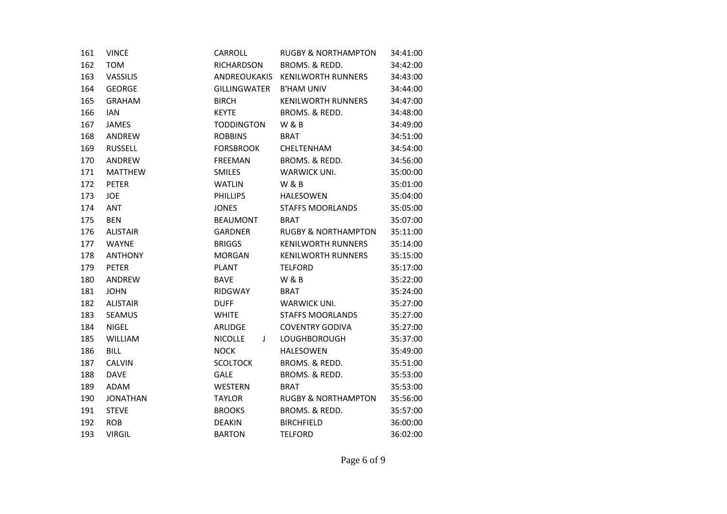| | | | | |
|---|---|---|---|---|
| 161 | VINCE | CARROLL | RUGBY & NORTHAMPTON | 34:41:00 |
| 162 | TOM | RICHARDSON | BROMS. & REDD. | 34:42:00 |
| 163 | VASSILIS | ANDREOUKAKIS | KENILWORTH RUNNERS | 34:43:00 |
| 164 | GEORGE | GILLINGWATER | B'HAM UNIV | 34:44:00 |
| 165 | GRAHAM | BIRCH | KENILWORTH RUNNERS | 34:47:00 |
| 166 | IAN | KEYTE | BROMS. & REDD. | 34:48:00 |
| 167 | JAMES | TODDINGTON | W & B | 34:49:00 |
| 168 | ANDREW | ROBBINS | BRAT | 34:51:00 |
| 169 | RUSSELL | FORSBROOK | CHELTENHAM | 34:54:00 |
| 170 | ANDREW | FREEMAN | BROMS. & REDD. | 34:56:00 |
| 171 | MATTHEW | SMILES | WARWICK UNI. | 35:00:00 |
| 172 | PETER | WATLIN | W & B | 35:01:00 |
| 173 | JOE | PHILLIPS | HALESOWEN | 35:04:00 |
| 174 | ANT | JONES | STAFFS MOORLANDS | 35:05:00 |
| 175 | BEN | BEAUMONT | BRAT | 35:07:00 |
| 176 | ALISTAIR | GARDNER | RUGBY & NORTHAMPTON | 35:11:00 |
| 177 | WAYNE | BRIGGS | KENILWORTH RUNNERS | 35:14:00 |
| 178 | ANTHONY | MORGAN | KENILWORTH RUNNERS | 35:15:00 |
| 179 | PETER | PLANT | TELFORD | 35:17:00 |
| 180 | ANDREW | BAVE | W & B | 35:22:00 |
| 181 | JOHN | RIDGWAY | BRAT | 35:24:00 |
| 182 | ALISTAIR | DUFF | WARWICK UNI. | 35:27:00 |
| 183 | SEAMUS | WHITE | STAFFS MOORLANDS | 35:27:00 |
| 184 | NIGEL | ARLIDGE | COVENTRY GODIVA | 35:27:00 |
| 185 | WILLIAM | NICOLLE J | LOUGHBOROUGH | 35:37:00 |
| 186 | BILL | NOCK | HALESOWEN | 35:49:00 |
| 187 | CALVIN | SCOLTOCK | BROMS. & REDD. | 35:51:00 |
| 188 | DAVE | GALE | BROMS. & REDD. | 35:53:00 |
| 189 | ADAM | WESTERN | BRAT | 35:53:00 |
| 190 | JONATHAN | TAYLOR | RUGBY & NORTHAMPTON | 35:56:00 |
| 191 | STEVE | BROOKS | BROMS. & REDD. | 35:57:00 |
| 192 | ROB | DEAKIN | BIRCHFIELD | 36:00:00 |
| 193 | VIRGIL | BARTON | TELFORD | 36:02:00 |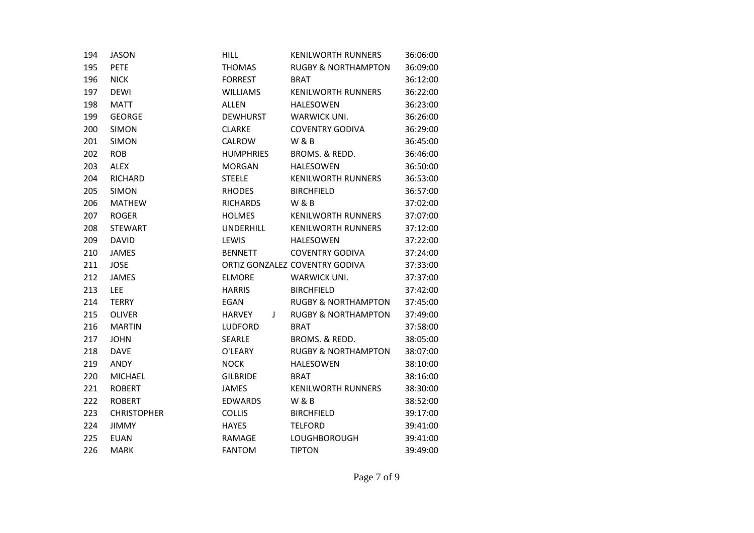| | | | | |
|---|---|---|---|---|
| 194 | JASON | HILL | KENILWORTH RUNNERS | 36:06:00 |
| 195 | PETE | THOMAS | RUGBY & NORTHAMPTON | 36:09:00 |
| 196 | NICK | FORREST | BRAT | 36:12:00 |
| 197 | DEWI | WILLIAMS | KENILWORTH RUNNERS | 36:22:00 |
| 198 | MATT | ALLEN | HALESOWEN | 36:23:00 |
| 199 | GEORGE | DEWHURST | WARWICK UNI. | 36:26:00 |
| 200 | SIMON | CLARKE | COVENTRY GODIVA | 36:29:00 |
| 201 | SIMON | CALROW | W & B | 36:45:00 |
| 202 | ROB | HUMPHRIES | BROMS. & REDD. | 36:46:00 |
| 203 | ALEX | MORGAN | HALESOWEN | 36:50:00 |
| 204 | RICHARD | STEELE | KENILWORTH RUNNERS | 36:53:00 |
| 205 | SIMON | RHODES | BIRCHFIELD | 36:57:00 |
| 206 | MATHEW | RICHARDS | W & B | 37:02:00 |
| 207 | ROGER | HOLMES | KENILWORTH RUNNERS | 37:07:00 |
| 208 | STEWART | UNDERHILL | KENILWORTH RUNNERS | 37:12:00 |
| 209 | DAVID | LEWIS | HALESOWEN | 37:22:00 |
| 210 | JAMES | BENNETT | COVENTRY GODIVA | 37:24:00 |
| 211 | JOSE | ORTIZ GONZALEZ | COVENTRY GODIVA | 37:33:00 |
| 212 | JAMES | ELMORE | WARWICK UNI. | 37:37:00 |
| 213 | LEE | HARRIS | BIRCHFIELD | 37:42:00 |
| 214 | TERRY | EGAN | RUGBY & NORTHAMPTON | 37:45:00 |
| 215 | OLIVER | HARVEY J | RUGBY & NORTHAMPTON | 37:49:00 |
| 216 | MARTIN | LUDFORD | BRAT | 37:58:00 |
| 217 | JOHN | SEARLE | BROMS. & REDD. | 38:05:00 |
| 218 | DAVE | O'LEARY | RUGBY & NORTHAMPTON | 38:07:00 |
| 219 | ANDY | NOCK | HALESOWEN | 38:10:00 |
| 220 | MICHAEL | GILBRIDE | BRAT | 38:16:00 |
| 221 | ROBERT | JAMES | KENILWORTH RUNNERS | 38:30:00 |
| 222 | ROBERT | EDWARDS | W & B | 38:52:00 |
| 223 | CHRISTOPHER | COLLIS | BIRCHFIELD | 39:17:00 |
| 224 | JIMMY | HAYES | TELFORD | 39:41:00 |
| 225 | EUAN | RAMAGE | LOUGHBOROUGH | 39:41:00 |
| 226 | MARK | FANTOM | TIPTON | 39:49:00 |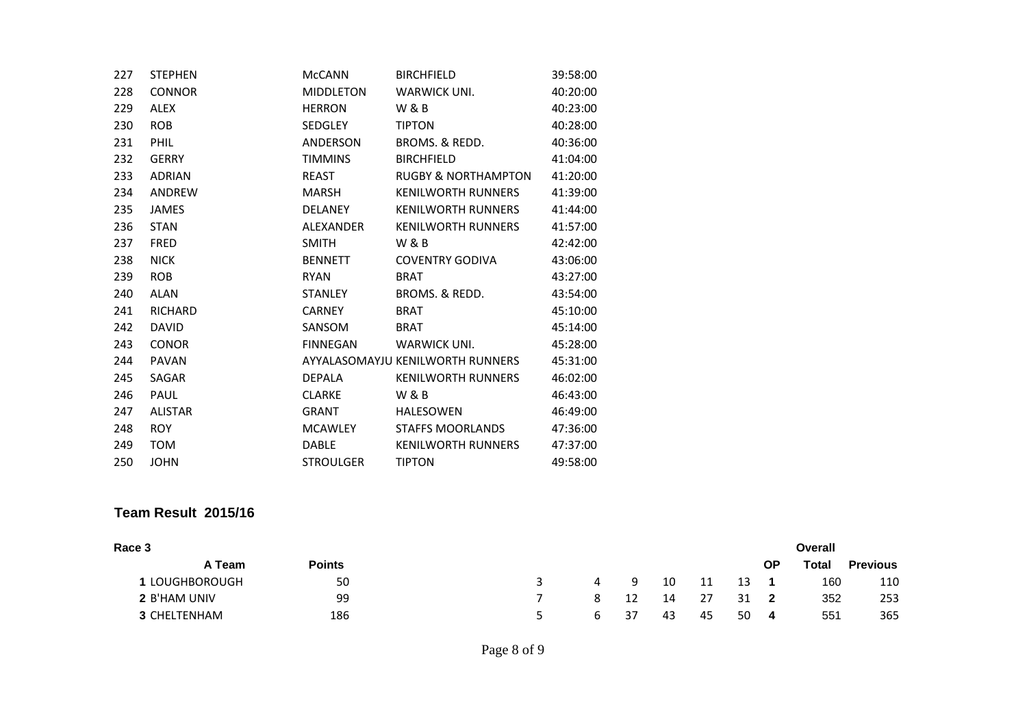| 227 | STEPHEN | McCANN | BIRCHFIELD | 39:58:00 |
|---|---|---|---|---|
| 228 | CONNOR | MIDDLETON | WARWICK UNI. | 40:20:00 |
| 229 | ALEX | HERRON | W & B | 40:23:00 |
| 230 | ROB | SEDGLEY | TIPTON | 40:28:00 |
| 231 | PHIL | ANDERSON | BROMS. & REDD. | 40:36:00 |
| 232 | GERRY | TIMMINS | BIRCHFIELD | 41:04:00 |
| 233 | ADRIAN | REAST | RUGBY & NORTHAMPTON | 41:20:00 |
| 234 | ANDREW | MARSH | KENILWORTH RUNNERS | 41:39:00 |
| 235 | JAMES | DELANEY | KENILWORTH RUNNERS | 41:44:00 |
| 236 | STAN | ALEXANDER | KENILWORTH RUNNERS | 41:57:00 |
| 237 | FRED | SMITH | W & B | 42:42:00 |
| 238 | NICK | BENNETT | COVENTRY GODIVA | 43:06:00 |
| 239 | ROB | RYAN | BRAT | 43:27:00 |
| 240 | ALAN | STANLEY | BROMS. & REDD. | 43:54:00 |
| 241 | RICHARD | CARNEY | BRAT | 45:10:00 |
| 242 | DAVID | SANSOM | BRAT | 45:14:00 |
| 243 | CONOR | FINNEGAN | WARWICK UNI. | 45:28:00 |
| 244 | PAVAN | AYYALASOMAYJU | KENILWORTH RUNNERS | 45:31:00 |
| 245 | SAGAR | DEPALA | KENILWORTH RUNNERS | 46:02:00 |
| 246 | PAUL | CLARKE | W & B | 46:43:00 |
| 247 | ALISTAR | GRANT | HALESOWEN | 46:49:00 |
| 248 | ROY | MCAWLEY | STAFFS MOORLANDS | 47:36:00 |
| 249 | TOM | DABLE | KENILWORTH RUNNERS | 47:37:00 |
| 250 | JOHN | STROULGER | TIPTON | 49:58:00 |

## Team Result 2015/16

**Race 3**

| | A Team | Points | | | | | | | OP | Overall Total | Previous |
|---|---|---|---|---|---|---|---|---|---|---|---|
| **1** | LOUGHBOROUGH | 50 | 3 | 4 | 9 | 10 | 11 | 13 | **1** | 160 | 110 |
| **2** | B'HAM UNIV | 99 | 7 | 8 | 12 | 14 | 27 | 31 | **2** | 352 | 253 |
| **3** | CHELTENHAM | 186 | 5 | 6 | 37 | 43 | 45 | 50 | **4** | 551 | 365 |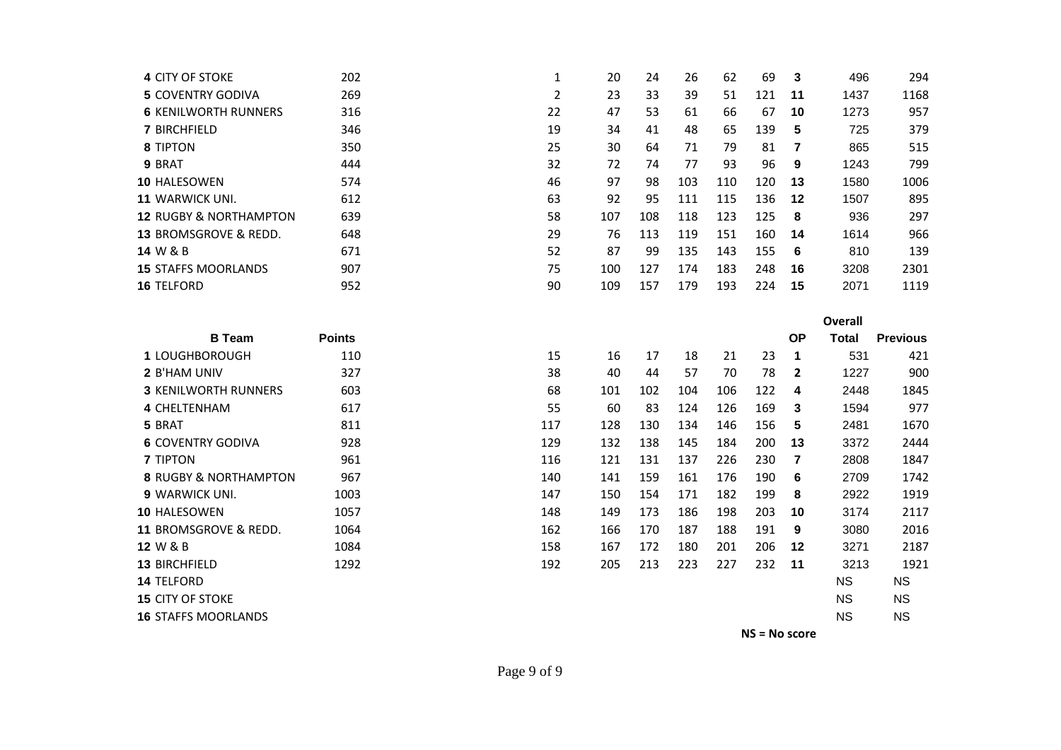| | | | | | | | | | | |
|---|---|---|---|---|---|---|---|---|---|---|
| 4 CITY OF STOKE | 202 | 1 | 20 | 24 | 26 | 62 | 69 | **3** | 496 | 294 |
| 5 COVENTRY GODIVA | 269 | 2 | 23 | 33 | 39 | 51 | 121 | **11** | 1437 | 1168 |
| 6 KENILWORTH RUNNERS | 316 | 22 | 47 | 53 | 61 | 66 | 67 | **10** | 1273 | 957 |
| 7 BIRCHFIELD | 346 | 19 | 34 | 41 | 48 | 65 | 139 | **5** | 725 | 379 |
| 8 TIPTON | 350 | 25 | 30 | 64 | 71 | 79 | 81 | **7** | 865 | 515 |
| 9 BRAT | 444 | 32 | 72 | 74 | 77 | 93 | 96 | **9** | 1243 | 799 |
| 10 HALESOWEN | 574 | 46 | 97 | 98 | 103 | 110 | 120 | **13** | 1580 | 1006 |
| 11 WARWICK UNI. | 612 | 63 | 92 | 95 | 111 | 115 | 136 | **12** | 1507 | 895 |
| 12 RUGBY & NORTHAMPTON | 639 | 58 | 107 | 108 | 118 | 123 | 125 | **8** | 936 | 297 |
| 13 BROMSGROVE & REDD. | 648 | 29 | 76 | 113 | 119 | 151 | 160 | **14** | 1614 | 966 |
| 14 W & B | 671 | 52 | 87 | 99 | 135 | 143 | 155 | **6** | 810 | 139 |
| 15 STAFFS MOORLANDS | 907 | 75 | 100 | 127 | 174 | 183 | 248 | **16** | 3208 | 2301 |
| 16 TELFORD | 952 | 90 | 109 | 157 | 179 | 193 | 224 | **15** | 2071 | 1119 |

| **B Team** | **Points** | | | | | | | **OP** | **Overall Total** | **Previous** |
|---|---|---|---|---|---|---|---|---|---|---|
| 1 LOUGHBOROUGH | 110 | 15 | 16 | 17 | 18 | 21 | 23 | **1** | 531 | 421 |
| 2 B'HAM UNIV | 327 | 38 | 40 | 44 | 57 | 70 | 78 | **2** | 1227 | 900 |
| 3 KENILWORTH RUNNERS | 603 | 68 | 101 | 102 | 104 | 106 | 122 | **4** | 2448 | 1845 |
| 4 CHELTENHAM | 617 | 55 | 60 | 83 | 124 | 126 | 169 | **3** | 1594 | 977 |
| 5 BRAT | 811 | 117 | 128 | 130 | 134 | 146 | 156 | **5** | 2481 | 1670 |
| 6 COVENTRY GODIVA | 928 | 129 | 132 | 138 | 145 | 184 | 200 | **13** | 3372 | 2444 |
| 7 TIPTON | 961 | 116 | 121 | 131 | 137 | 226 | 230 | **7** | 2808 | 1847 |
| 8 RUGBY & NORTHAMPTON | 967 | 140 | 141 | 159 | 161 | 176 | 190 | **6** | 2709 | 1742 |
| 9 WARWICK UNI. | 1003 | 147 | 150 | 154 | 171 | 182 | 199 | **8** | 2922 | 1919 |
| 10 HALESOWEN | 1057 | 148 | 149 | 173 | 186 | 198 | 203 | **10** | 3174 | 2117 |
| 11 BROMSGROVE & REDD. | 1064 | 162 | 166 | 170 | 187 | 188 | 191 | **9** | 3080 | 2016 |
| 12 W & B | 1084 | 158 | 167 | 172 | 180 | 201 | 206 | **12** | 3271 | 2187 |
| 13 BIRCHFIELD | 1292 | 192 | 205 | 213 | 223 | 227 | 232 | **11** | 3213 | 1921 |
| 14 TELFORD | | | | | | | | | NS | NS |
| 15 CITY OF STOKE | | | | | | | | | NS | NS |
| 16 STAFFS MOORLANDS | | | | | | | | | NS | NS |

**NS = No score**